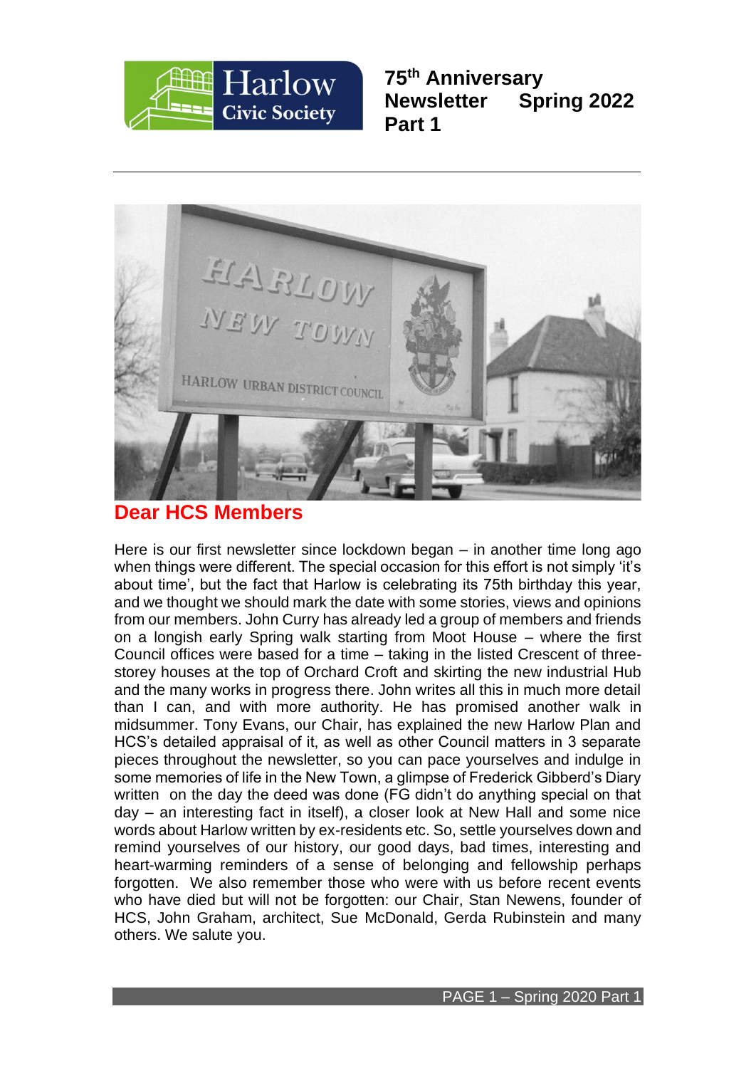# 75th Anniversary Newsletter Spring 2022 Part 1

## Dear HCS Members

Here is our first newsletter since lockdown began – in another time long ago when things were different. The special occasion for this effort is not simply 'it's about time', but the fact that Harlow is celebrating its 75th birthday this year, and we thought we should mark the date with some stories, views and opinions from our members. John Curry has already led a group of members and friends on a longish early Spring walk starting from Moot House – where the first Council offices were based for a time – taking in the listed Crescent of three-storey houses at the top of Orchard Croft and skirting the new industrial Hub and the many works in progress there. John writes all this in much more detail than I can, and with more authority. He has promised another walk in midsummer. Tony Evans, our Chair, has explained the new Harlow Plan and HCS's detailed appraisal of it, as well as other Council matters in 3 separate pieces throughout the newsletter, so you can pace yourselves and indulge in some memories of life in the New Town, a glimpse of Frederick Gibberd's Diary written on the day the deed was done (FG didn't do anything special on that day – an interesting fact in itself), a closer look at New Hall and some nice words about Harlow written by ex-residents etc. So, settle yourselves down and remind yourselves of our history, our good days, bad times, interesting and heart-warming reminders of a sense of belonging and fellowship perhaps forgotten. We also remember those who were with us before recent events who have died but will not be forgotten: our Chair, Stan Newens, founder of HCS, John Graham, architect, Sue McDonald, Gerda Rubinstein and many others. We salute you.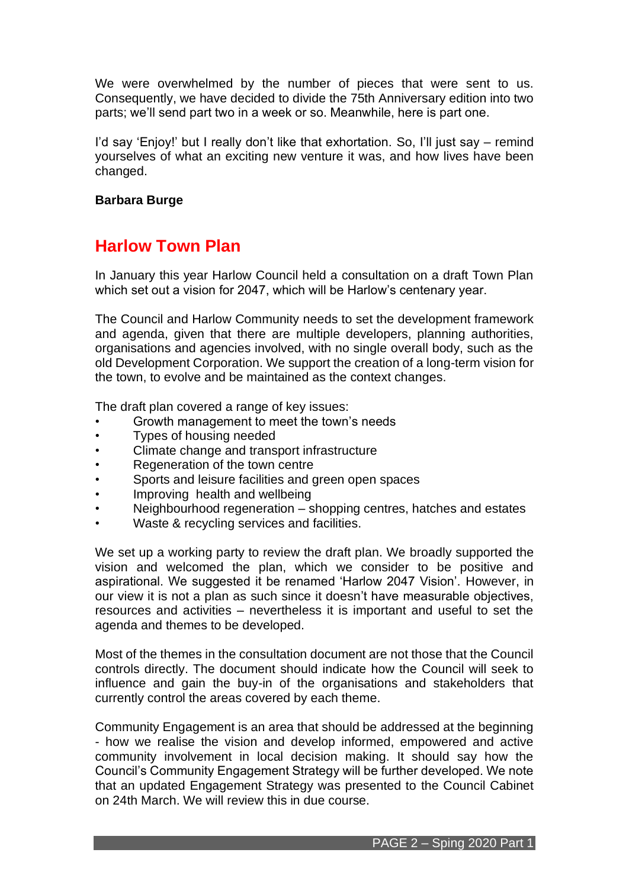We were overwhelmed by the number of pieces that were sent to us. Consequently, we have decided to divide the 75th Anniversary edition into two parts; we'll send part two in a week or so. Meanwhile, here is part one.

I'd say 'Enjoy!' but I really don't like that exhortation. So, I'll just say – remind yourselves of what an exciting new venture it was, and how lives have been changed.

**Barbara Burge**

## Harlow Town Plan

In January this year Harlow Council held a consultation on a draft Town Plan which set out a vision for 2047, which will be Harlow's centenary year.

The Council and Harlow Community needs to set the development framework and agenda, given that there are multiple developers, planning authorities, organisations and agencies involved, with no single overall body, such as the old Development Corporation. We support the creation of a long-term vision for the town, to evolve and be maintained as the context changes.

The draft plan covered a range of key issues:

- Growth management to meet the town's needs
- Types of housing needed
- Climate change and transport infrastructure
- Regeneration of the town centre
- Sports and leisure facilities and green open spaces
- Improving health and wellbeing
- Neighbourhood regeneration – shopping centres, hatches and estates
- Waste & recycling services and facilities.

We set up a working party to review the draft plan. We broadly supported the vision and welcomed the plan, which we consider to be positive and aspirational. We suggested it be renamed 'Harlow 2047 Vision'. However, in our view it is not a plan as such since it doesn't have measurable objectives, resources and activities – nevertheless it is important and useful to set the agenda and themes to be developed.

Most of the themes in the consultation document are not those that the Council controls directly. The document should indicate how the Council will seek to influence and gain the buy-in of the organisations and stakeholders that currently control the areas covered by each theme.

Community Engagement is an area that should be addressed at the beginning - how we realise the vision and develop informed, empowered and active community involvement in local decision making. It should say how the Council's Community Engagement Strategy will be further developed. We note that an updated Engagement Strategy was presented to the Council Cabinet on 24th March. We will review this in due course.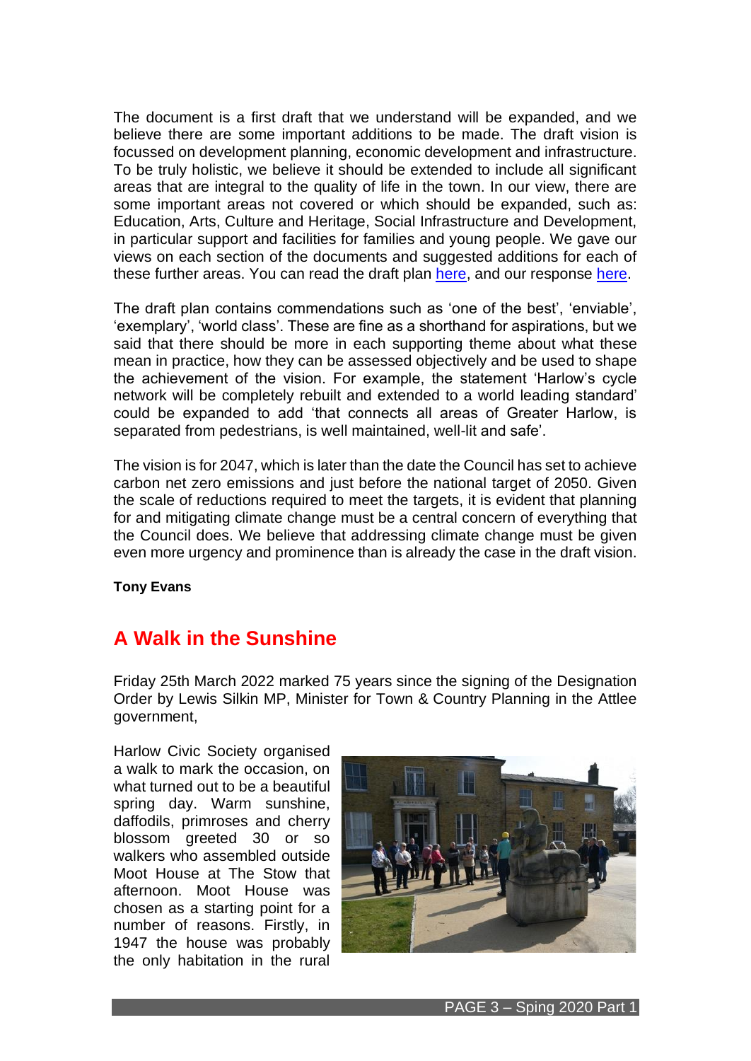The document is a first draft that we understand will be expanded, and we believe there are some important additions to be made. The draft vision is focussed on development planning, economic development and infrastructure. To be truly holistic, we believe it should be extended to include all significant areas that are integral to the quality of life in the town. In our view, there are some important areas not covered or which should be expanded, such as: Education, Arts, Culture and Heritage, Social Infrastructure and Development, in particular support and facilities for families and young people. We gave our views on each section of the documents and suggested additions for each of these further areas. You can read the draft plan here, and our response here.

The draft plan contains commendations such as 'one of the best', 'enviable', 'exemplary', 'world class'. These are fine as a shorthand for aspirations, but we said that there should be more in each supporting theme about what these mean in practice, how they can be assessed objectively and be used to shape the achievement of the vision. For example, the statement 'Harlow's cycle network will be completely rebuilt and extended to a world leading standard' could be expanded to add 'that connects all areas of Greater Harlow, is separated from pedestrians, is well maintained, well-lit and safe'.

The vision is for 2047, which is later than the date the Council has set to achieve carbon net zero emissions and just before the national target of 2050. Given the scale of reductions required to meet the targets, it is evident that planning for and mitigating climate change must be a central concern of everything that the Council does. We believe that addressing climate change must be given even more urgency and prominence than is already the case in the draft vision.

**Tony Evans**

## A Walk in the Sunshine

Friday 25th March 2022 marked 75 years since the signing of the Designation Order by Lewis Silkin MP, Minister for Town & Country Planning in the Attlee government,

Harlow Civic Society organised a walk to mark the occasion, on what turned out to be a beautiful spring day. Warm sunshine, daffodils, primroses and cherry blossom greeted 30 or so walkers who assembled outside Moot House at The Stow that afternoon. Moot House was chosen as a starting point for a number of reasons. Firstly, in 1947 the house was probably the only habitation in the rural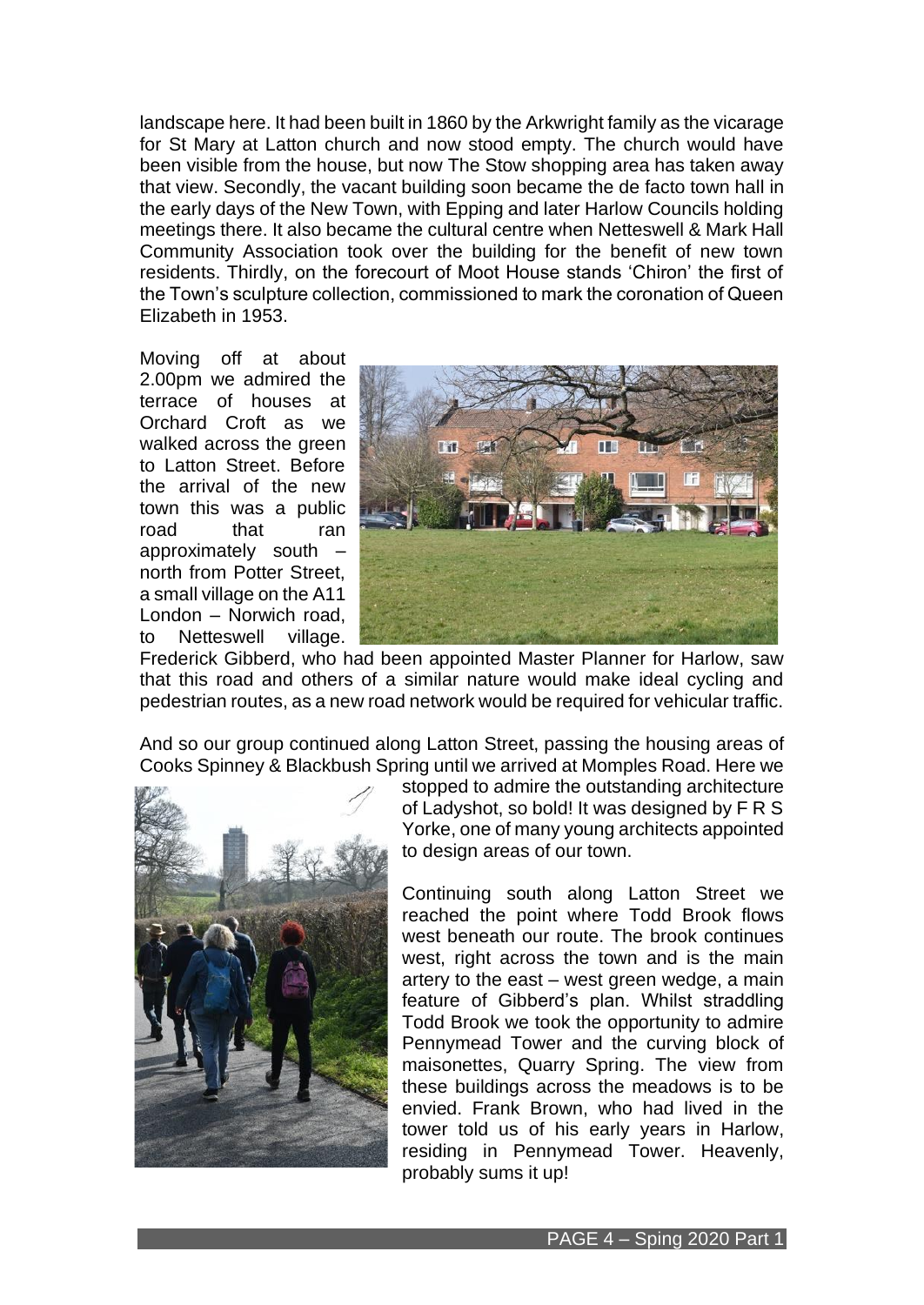landscape here. It had been built in 1860 by the Arkwright family as the vicarage for St Mary at Latton church and now stood empty. The church would have been visible from the house, but now The Stow shopping area has taken away that view. Secondly, the vacant building soon became the de facto town hall in the early days of the New Town, with Epping and later Harlow Councils holding meetings there. It also became the cultural centre when Netteswell & Mark Hall Community Association took over the building for the benefit of new town residents. Thirdly, on the forecourt of Moot House stands 'Chiron' the first of the Town's sculpture collection, commissioned to mark the coronation of Queen Elizabeth in 1953.

Moving off at about 2.00pm we admired the terrace of houses at Orchard Croft as we walked across the green to Latton Street. Before the arrival of the new town this was a public road that ran approximately south – north from Potter Street, a small village on the A11 London – Norwich road, to Netteswell village. Frederick Gibberd, who had been appointed Master Planner for Harlow, saw that this road and others of a similar nature would make ideal cycling and pedestrian routes, as a new road network would be required for vehicular traffic.

And so our group continued along Latton Street, passing the housing areas of Cooks Spinney & Blackbush Spring until we arrived at Momples Road. Here we stopped to admire the outstanding architecture of Ladyshot, so bold! It was designed by F R S Yorke, one of many young architects appointed to design areas of our town.

Continuing south along Latton Street we reached the point where Todd Brook flows west beneath our route. The brook continues west, right across the town and is the main artery to the east – west green wedge, a main feature of Gibberd's plan. Whilst straddling Todd Brook we took the opportunity to admire Pennymead Tower and the curving block of maisonettes, Quarry Spring. The view from these buildings across the meadows is to be envied. Frank Brown, who had lived in the tower told us of his early years in Harlow, residing in Pennymead Tower. Heavenly, probably sums it up!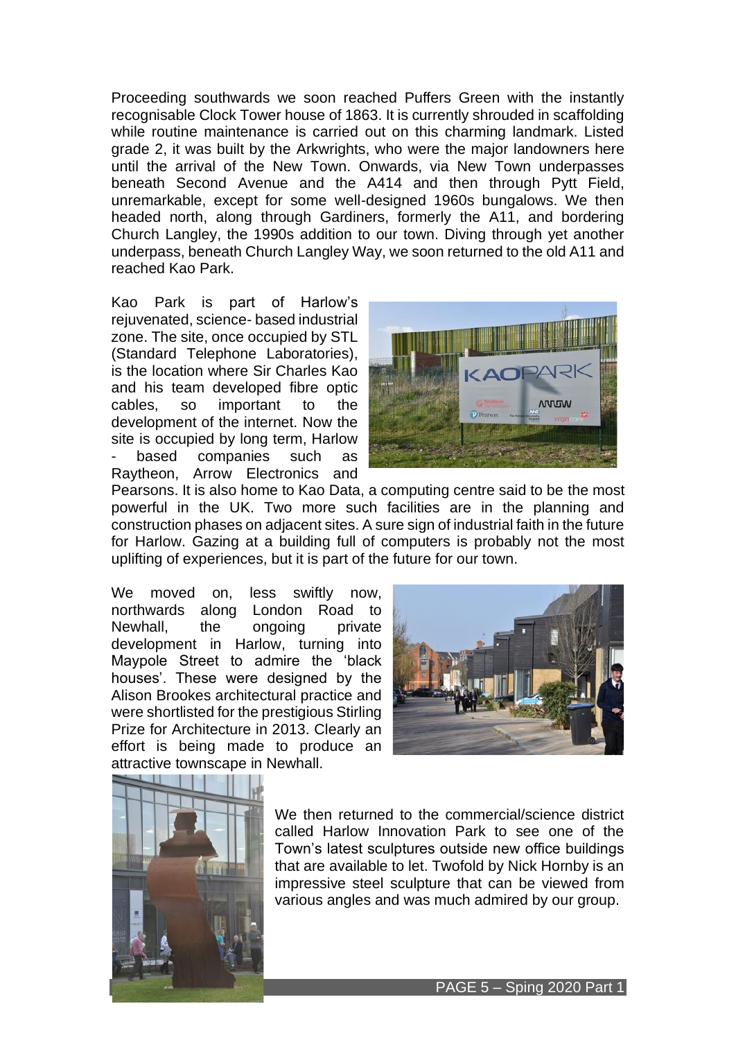Proceeding southwards we soon reached Puffers Green with the instantly recognisable Clock Tower house of 1863. It is currently shrouded in scaffolding while routine maintenance is carried out on this charming landmark. Listed grade 2, it was built by the Arkwrights, who were the major landowners here until the arrival of the New Town. Onwards, via New Town underpasses beneath Second Avenue and the A414 and then through Pytt Field, unremarkable, except for some well-designed 1960s bungalows. We then headed north, along through Gardiners, formerly the A11, and bordering Church Langley, the 1990s addition to our town. Diving through yet another underpass, beneath Church Langley Way, we soon returned to the old A11 and reached Kao Park.

Kao Park is part of Harlow's rejuvenated, science- based industrial zone. The site, once occupied by STL (Standard Telephone Laboratories), is the location where Sir Charles Kao and his team developed fibre optic cables, so important to the development of the internet. Now the site is occupied by long term, Harlow - based companies such as Raytheon, Arrow Electronics and Pearsons. It is also home to Kao Data, a computing centre said to be the most powerful in the UK. Two more such facilities are in the planning and construction phases on adjacent sites. A sure sign of industrial faith in the future for Harlow. Gazing at a building full of computers is probably not the most uplifting of experiences, but it is part of the future for our town.

We moved on, less swiftly now, northwards along London Road to Newhall, the ongoing private development in Harlow, turning into Maypole Street to admire the 'black houses'. These were designed by the Alison Brookes architectural practice and were shortlisted for the prestigious Stirling Prize for Architecture in 2013. Clearly an effort is being made to produce an attractive townscape in Newhall.

We then returned to the commercial/science district called Harlow Innovation Park to see one of the Town's latest sculptures outside new office buildings that are available to let. Twofold by Nick Hornby is an impressive steel sculpture that can be viewed from various angles and was much admired by our group.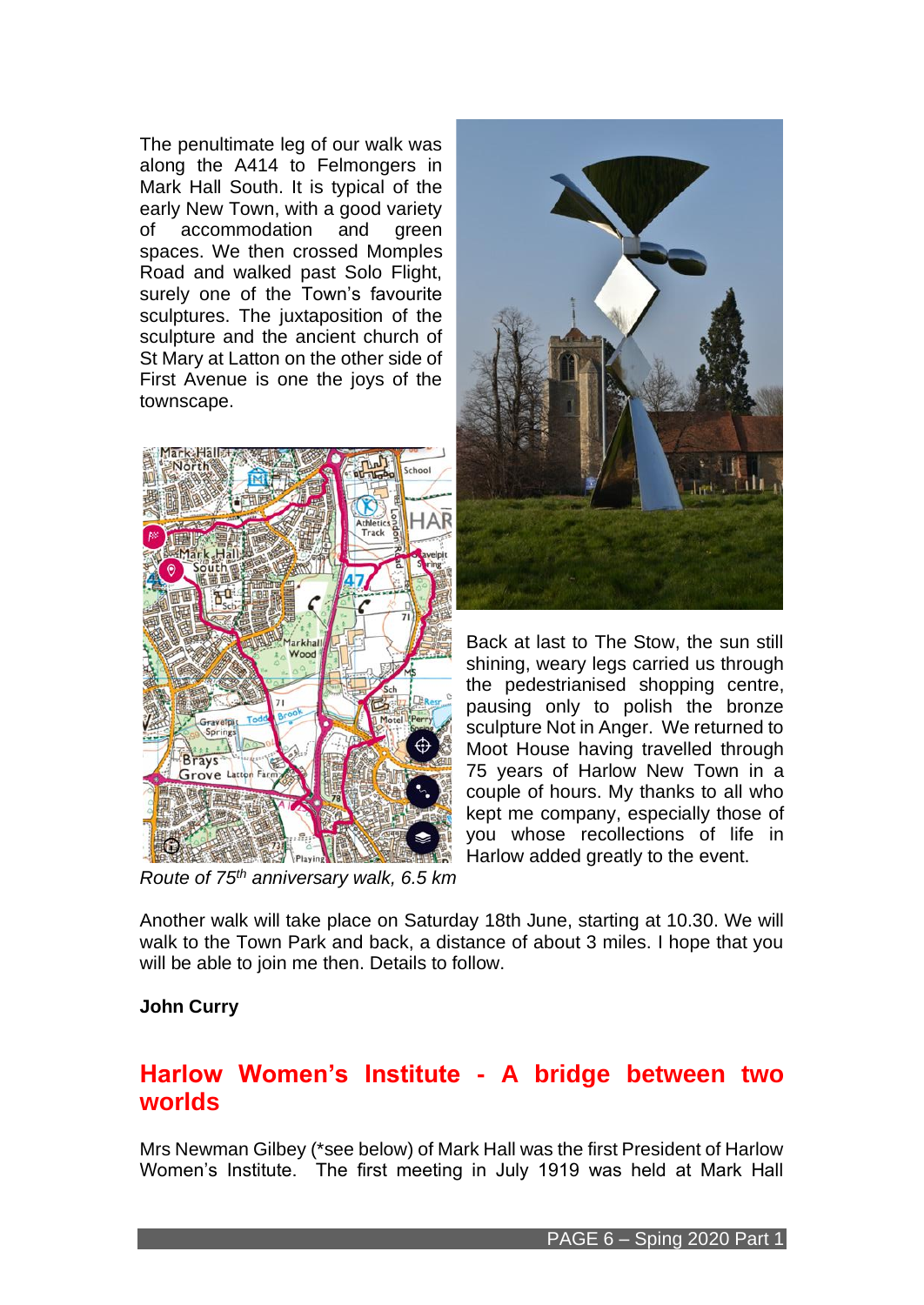The penultimate leg of our walk was along the A414 to Felmongers in Mark Hall South. It is typical of the early New Town, with a good variety of accommodation and green spaces. We then crossed Momples Road and walked past Solo Flight, surely one of the Town's favourite sculptures. The juxtaposition of the sculpture and the ancient church of St Mary at Latton on the other side of First Avenue is one the joys of the townscape.

*Route of 75th anniversary walk, 6.5 km*

Back at last to The Stow, the sun still shining, weary legs carried us through the pedestrianised shopping centre, pausing only to polish the bronze sculpture Not in Anger. We returned to Moot House having travelled through 75 years of Harlow New Town in a couple of hours. My thanks to all who kept me company, especially those of you whose recollections of life in Harlow added greatly to the event.

Another walk will take place on Saturday 18th June, starting at 10.30. We will walk to the Town Park and back, a distance of about 3 miles. I hope that you will be able to join me then. Details to follow.

**John Curry**

## Harlow Women's Institute - A bridge between two worlds

Mrs Newman Gilbey (*see below) of Mark Hall was the first President of Harlow Women's Institute. The first meeting in July 1919 was held at Mark Hall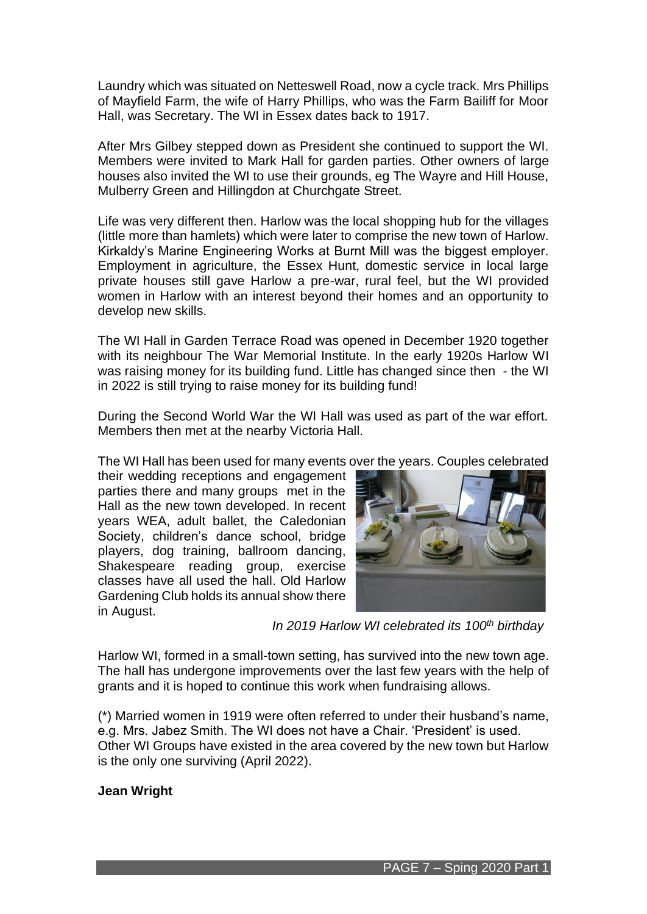Laundry which was situated on Netteswell Road, now a cycle track. Mrs Phillips of Mayfield Farm, the wife of Harry Phillips, who was the Farm Bailiff for Moor Hall, was Secretary. The WI in Essex dates back to 1917.

After Mrs Gilbey stepped down as President she continued to support the WI. Members were invited to Mark Hall for garden parties. Other owners of large houses also invited the WI to use their grounds, eg The Wayre and Hill House, Mulberry Green and Hillingdon at Churchgate Street.

Life was very different then. Harlow was the local shopping hub for the villages (little more than hamlets) which were later to comprise the new town of Harlow. Kirkaldy's Marine Engineering Works at Burnt Mill was the biggest employer. Employment in agriculture, the Essex Hunt, domestic service in local large private houses still gave Harlow a pre-war, rural feel, but the WI provided women in Harlow with an interest beyond their homes and an opportunity to develop new skills.

The WI Hall in Garden Terrace Road was opened in December 1920 together with its neighbour The War Memorial Institute. In the early 1920s Harlow WI was raising money for its building fund. Little has changed since then - the WI in 2022 is still trying to raise money for its building fund!

During the Second World War the WI Hall was used as part of the war effort. Members then met at the nearby Victoria Hall.

The WI Hall has been used for many events over the years. Couples celebrated their wedding receptions and engagement parties there and many groups met in the Hall as the new town developed. In recent years WEA, adult ballet, the Caledonian Society, children's dance school, bridge players, dog training, ballroom dancing, Shakespeare reading group, exercise classes have all used the hall. Old Harlow Gardening Club holds its annual show there in August.

*In 2019 Harlow WI celebrated its 100th birthday*

Harlow WI, formed in a small-town setting, has survived into the new town age. The hall has undergone improvements over the last few years with the help of grants and it is hoped to continue this work when fundraising allows.

(*) Married women in 1919 were often referred to under their husband's name, e.g. Mrs. Jabez Smith. The WI does not have a Chair. 'President' is used. Other WI Groups have existed in the area covered by the new town but Harlow is the only one surviving (April 2022).

**Jean Wright**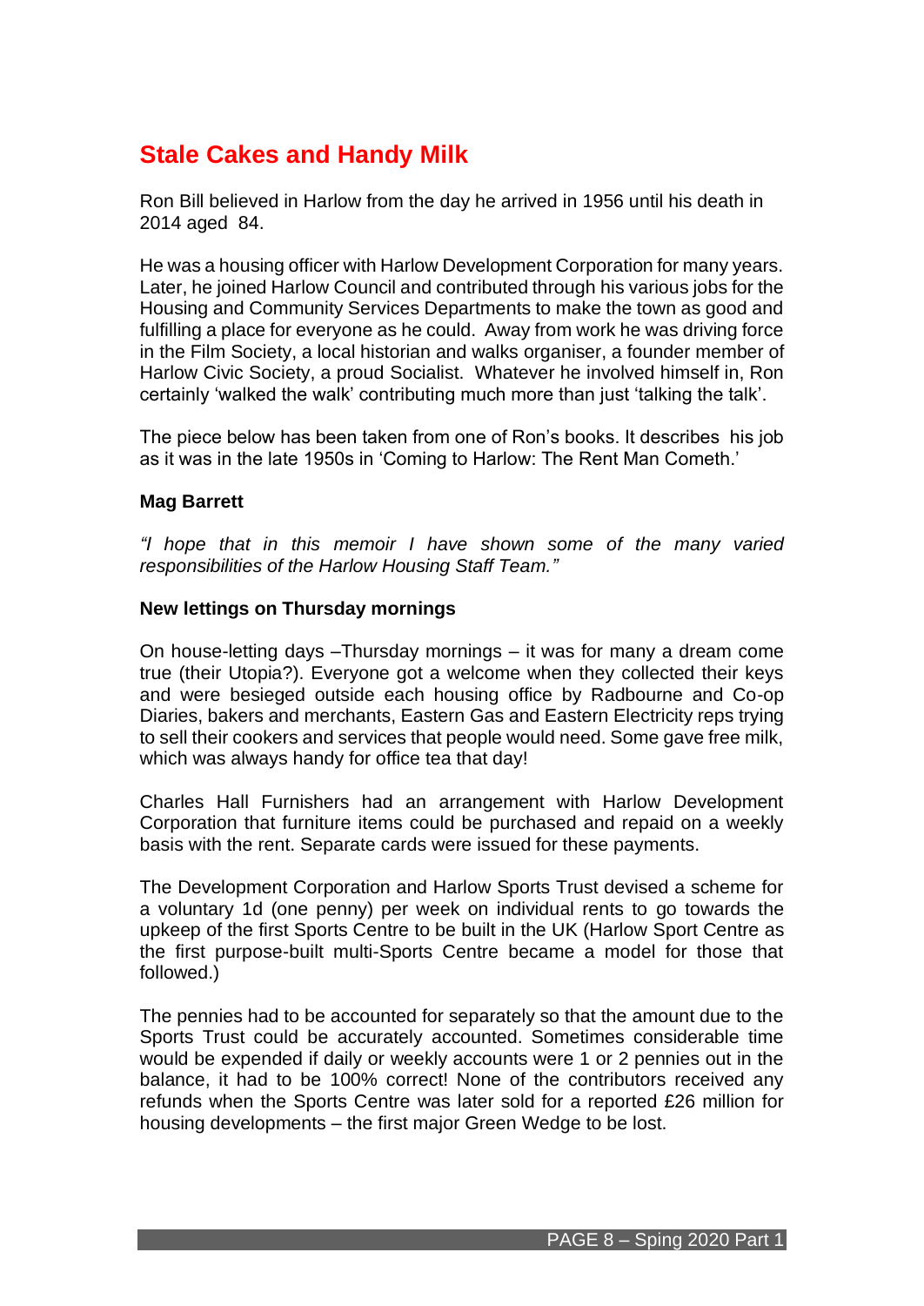# Stale Cakes and Handy Milk

Ron Bill believed in Harlow from the day he arrived in 1956 until his death in 2014 aged 84.

He was a housing officer with Harlow Development Corporation for many years. Later, he joined Harlow Council and contributed through his various jobs for the Housing and Community Services Departments to make the town as good and fulfilling a place for everyone as he could. Away from work he was driving force in the Film Society, a local historian and walks organiser, a founder member of Harlow Civic Society, a proud Socialist. Whatever he involved himself in, Ron certainly 'walked the walk' contributing much more than just 'talking the talk'.

The piece below has been taken from one of Ron's books. It describes his job as it was in the late 1950s in 'Coming to Harlow: The Rent Man Cometh.'

**Mag Barrett**

*"I hope that in this memoir I have shown some of the many varied responsibilities of the Harlow Housing Staff Team."*

**New lettings on Thursday mornings**

On house-letting days –Thursday mornings – it was for many a dream come true (their Utopia?). Everyone got a welcome when they collected their keys and were besieged outside each housing office by Radbourne and Co-op Diaries, bakers and merchants, Eastern Gas and Eastern Electricity reps trying to sell their cookers and services that people would need. Some gave free milk, which was always handy for office tea that day!

Charles Hall Furnishers had an arrangement with Harlow Development Corporation that furniture items could be purchased and repaid on a weekly basis with the rent. Separate cards were issued for these payments.

The Development Corporation and Harlow Sports Trust devised a scheme for a voluntary 1d (one penny) per week on individual rents to go towards the upkeep of the first Sports Centre to be built in the UK (Harlow Sport Centre as the first purpose-built multi-Sports Centre became a model for those that followed.)

The pennies had to be accounted for separately so that the amount due to the Sports Trust could be accurately accounted. Sometimes considerable time would be expended if daily or weekly accounts were 1 or 2 pennies out in the balance, it had to be 100% correct! None of the contributors received any refunds when the Sports Centre was later sold for a reported £26 million for housing developments – the first major Green Wedge to be lost.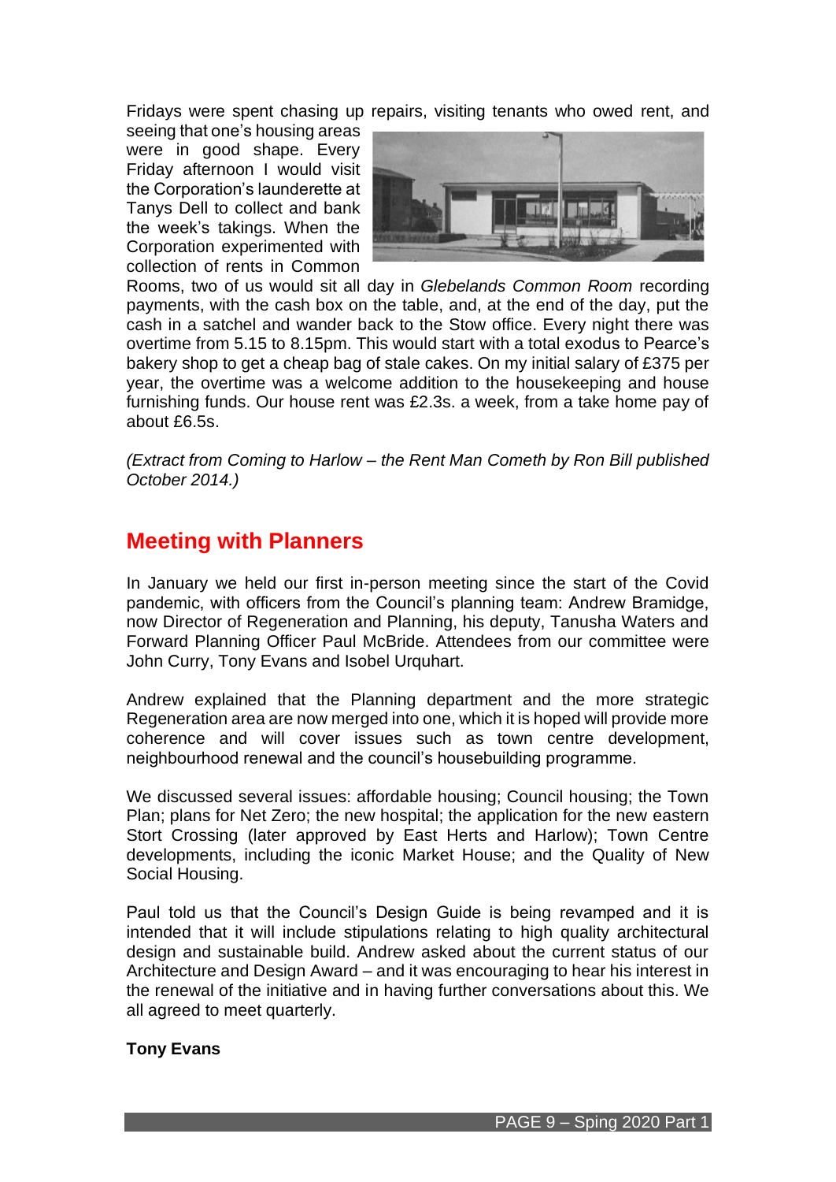Fridays were spent chasing up repairs, visiting tenants who owed rent, and seeing that one's housing areas were in good shape. Every Friday afternoon I would visit the Corporation's launderette at Tanys Dell to collect and bank the week's takings. When the Corporation experimented with collection of rents in Common Rooms, two of us would sit all day in *Glebelands Common Room* recording payments, with the cash box on the table, and, at the end of the day, put the cash in a satchel and wander back to the Stow office. Every night there was overtime from 5.15 to 8.15pm. This would start with a total exodus to Pearce's bakery shop to get a cheap bag of stale cakes. On my initial salary of £375 per year, the overtime was a welcome addition to the housekeeping and house furnishing funds. Our house rent was £2.3s. a week, from a take home pay of about £6.5s.

*(Extract from Coming to Harlow – the Rent Man Cometh by Ron Bill published October 2014.)*

## Meeting with Planners

In January we held our first in-person meeting since the start of the Covid pandemic, with officers from the Council's planning team: Andrew Bramidge, now Director of Regeneration and Planning, his deputy, Tanusha Waters and Forward Planning Officer Paul McBride. Attendees from our committee were John Curry, Tony Evans and Isobel Urquhart.

Andrew explained that the Planning department and the more strategic Regeneration area are now merged into one, which it is hoped will provide more coherence and will cover issues such as town centre development, neighbourhood renewal and the council's housebuilding programme.

We discussed several issues: affordable housing; Council housing; the Town Plan; plans for Net Zero; the new hospital; the application for the new eastern Stort Crossing (later approved by East Herts and Harlow); Town Centre developments, including the iconic Market House; and the Quality of New Social Housing.

Paul told us that the Council's Design Guide is being revamped and it is intended that it will include stipulations relating to high quality architectural design and sustainable build. Andrew asked about the current status of our Architecture and Design Award – and it was encouraging to hear his interest in the renewal of the initiative and in having further conversations about this. We all agreed to meet quarterly.

**Tony Evans**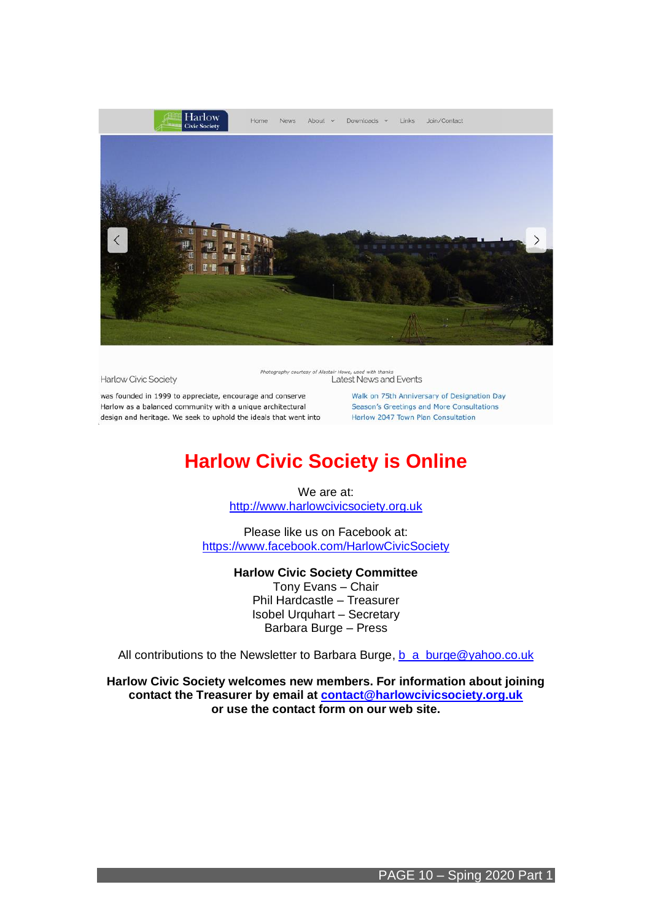Harlow Civic Society

Home News About Downloads Links Join/Contact

Photography courtesy of Alastair Howe, used with thanks

Harlow Civic Society

was founded in 1999 to appreciate, encourage and conserve Harlow as a balanced community with a unique architectural design and heritage. We seek to uphold the ideals that went into

Latest News and Events

Walk on 75th Anniversary of Designation Day
Season's Greetings and More Consultations
Harlow 2047 Town Plan Consultation

# Harlow Civic Society is Online

We are at:
http://www.harlowcivicsociety.org.uk

Please like us on Facebook at:
https://www.facebook.com/HarlowCivicSociety

**Harlow Civic Society Committee**
Tony Evans – Chair
Phil Hardcastle – Treasurer
Isobel Urquhart – Secretary
Barbara Burge – Press

All contributions to the Newsletter to Barbara Burge, b_a_burge@yahoo.co.uk

**Harlow Civic Society welcomes new members. For information about joining contact the Treasurer by email at contact@harlowcivicsociety.org.uk or use the contact form on our web site.**